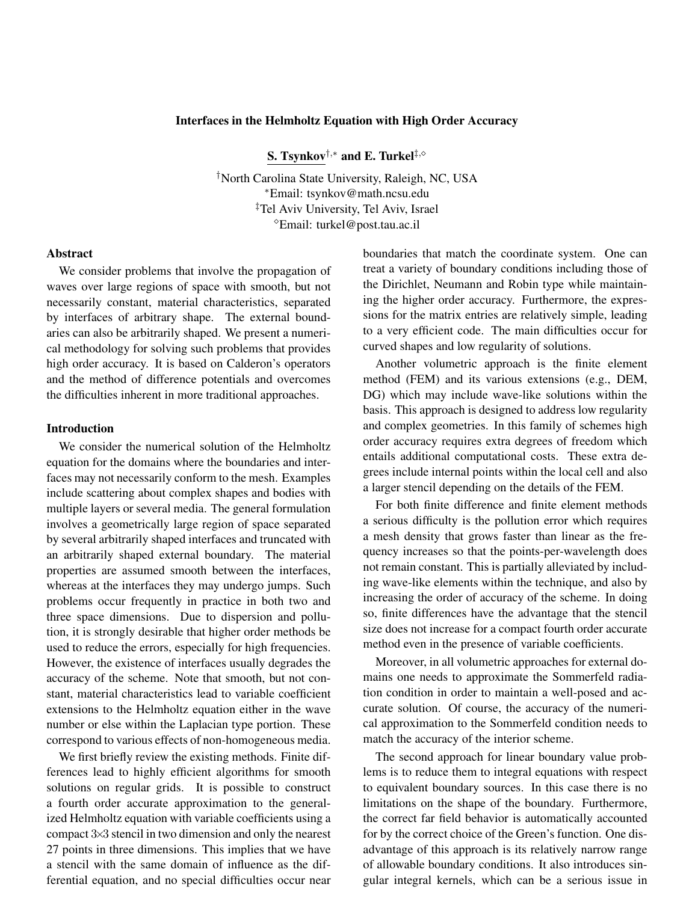# Interfaces in the Helmholtz Equation with High Order Accuracy

**S. Tsynkov**[†,*] **and E. Turkel**[‡,◇]

[†]North Carolina State University, Raleigh, NC, USA
[*]Email: tsynkov@math.ncsu.edu
[‡]Tel Aviv University, Tel Aviv, Israel
[◇]Email: turkel@post.tau.ac.il

## Abstract

We consider problems that involve the propagation of waves over large regions of space with smooth, but not necessarily constant, material characteristics, separated by interfaces of arbitrary shape. The external boundaries can also be arbitrarily shaped. We present a numerical methodology for solving such problems that provides high order accuracy. It is based on Calderon's operators and the method of difference potentials and overcomes the difficulties inherent in more traditional approaches.

## Introduction

We consider the numerical solution of the Helmholtz equation for the domains where the boundaries and interfaces may not necessarily conform to the mesh. Examples include scattering about complex shapes and bodies with multiple layers or several media. The general formulation involves a geometrically large region of space separated by several arbitrarily shaped interfaces and truncated with an arbitrarily shaped external boundary. The material properties are assumed smooth between the interfaces, whereas at the interfaces they may undergo jumps. Such problems occur frequently in practice in both two and three space dimensions. Due to dispersion and pollution, it is strongly desirable that higher order methods be used to reduce the errors, especially for high frequencies. However, the existence of interfaces usually degrades the accuracy of the scheme. Note that smooth, but not constant, material characteristics lead to variable coefficient extensions to the Helmholtz equation either in the wave number or else within the Laplacian type portion. These correspond to various effects of non-homogeneous media.

We first briefly review the existing methods. Finite differences lead to highly efficient algorithms for smooth solutions on regular grids. It is possible to construct a fourth order accurate approximation to the generalized Helmholtz equation with variable coefficients using a compact $3{\times}3$ stencil in two dimension and only the nearest 27 points in three dimensions. This implies that we have a stencil with the same domain of influence as the differential equation, and no special difficulties occur near boundaries that match the coordinate system. One can treat a variety of boundary conditions including those of the Dirichlet, Neumann and Robin type while maintaining the higher order accuracy. Furthermore, the expressions for the matrix entries are relatively simple, leading to a very efficient code. The main difficulties occur for curved shapes and low regularity of solutions.

Another volumetric approach is the finite element method (FEM) and its various extensions (e.g., DEM, DG) which may include wave-like solutions within the basis. This approach is designed to address low regularity and complex geometries. In this family of schemes high order accuracy requires extra degrees of freedom which entails additional computational costs. These extra degrees include internal points within the local cell and also a larger stencil depending on the details of the FEM.

For both finite difference and finite element methods a serious difficulty is the pollution error which requires a mesh density that grows faster than linear as the frequency increases so that the points-per-wavelength does not remain constant. This is partially alleviated by including wave-like elements within the technique, and also by increasing the order of accuracy of the scheme. In doing so, finite differences have the advantage that the stencil size does not increase for a compact fourth order accurate method even in the presence of variable coefficients.

Moreover, in all volumetric approaches for external domains one needs to approximate the Sommerfeld radiation condition in order to maintain a well-posed and accurate solution. Of course, the accuracy of the numerical approximation to the Sommerfeld condition needs to match the accuracy of the interior scheme.

The second approach for linear boundary value problems is to reduce them to integral equations with respect to equivalent boundary sources. In this case there is no limitations on the shape of the boundary. Furthermore, the correct far field behavior is automatically accounted for by the correct choice of the Green's function. One disadvantage of this approach is its relatively narrow range of allowable boundary conditions. It also introduces singular integral kernels, which can be a serious issue in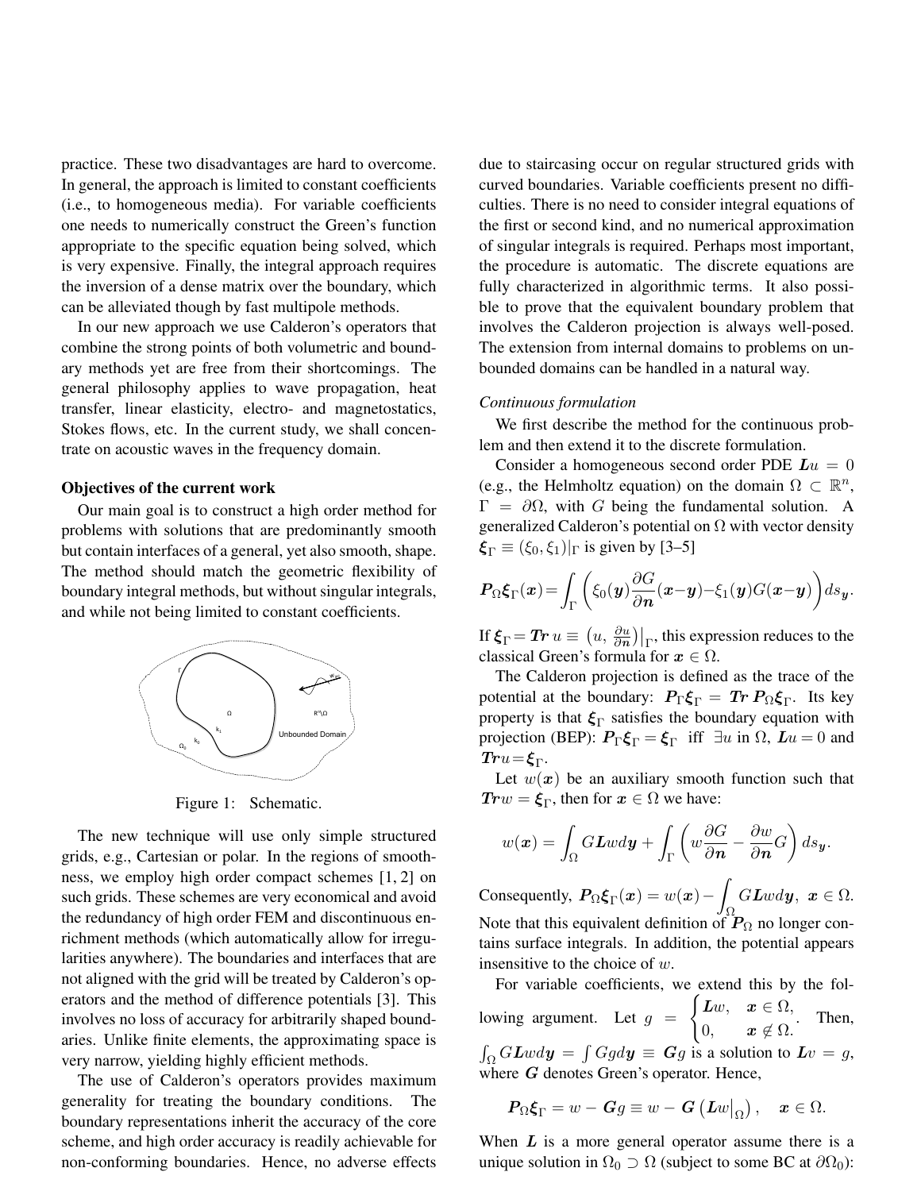practice. These two disadvantages are hard to overcome. In general, the approach is limited to constant coefficients (i.e., to homogeneous media). For variable coefficients one needs to numerically construct the Green's function appropriate to the specific equation being solved, which is very expensive. Finally, the integral approach requires the inversion of a dense matrix over the boundary, which can be alleviated though by fast multipole methods.

In our new approach we use Calderon's operators that combine the strong points of both volumetric and boundary methods yet are free from their shortcomings. The general philosophy applies to wave propagation, heat transfer, linear elasticity, electro- and magnetostatics, Stokes flows, etc. In the current study, we shall concentrate on acoustic waves in the frequency domain.

### Objectives of the current work

Our main goal is to construct a high order method for problems with solutions that are predominantly smooth but contain interfaces of a general, yet also smooth, shape. The method should match the geometric flexibility of boundary integral methods, but without singular integrals, and while not being limited to constant coefficients.

Γ

Ω

$\mathbb{R}^n\backslash\Omega$

$k_1$

$k_0$

$\Omega_0$

Unbounded Domain

Figure 1: Schematic.

The new technique will use only simple structured grids, e.g., Cartesian or polar. In the regions of smoothness, we employ high order compact schemes [1, 2] on such grids. These schemes are very economical and avoid the redundancy of high order FEM and discontinuous enrichment methods (which automatically allow for irregularities anywhere). The boundaries and interfaces that are not aligned with the grid will be treated by Calderon's operators and the method of difference potentials [3]. This involves no loss of accuracy for arbitrarily shaped boundaries. Unlike finite elements, the approximating space is very narrow, yielding highly efficient methods.

The use of Calderon's operators provides maximum generality for treating the boundary conditions. The boundary representations inherit the accuracy of the core scheme, and high order accuracy is readily achievable for non-conforming boundaries. Hence, no adverse effects due to staircasing occur on regular structured grids with curved boundaries. Variable coefficients present no difficulties. There is no need to consider integral equations of the first or second kind, and no numerical approximation of singular integrals is required. Perhaps most important, the procedure is automatic. The discrete equations are fully characterized in algorithmic terms. It also possible to prove that the equivalent boundary problem that involves the Calderon projection is always well-posed. The extension from internal domains to problems on unbounded domains can be handled in a natural way.

*Continuous formulation*

We first describe the method for the continuous problem and then extend it to the discrete formulation.

Consider a homogeneous second order PDE $\boldsymbol{L}u = 0$ (e.g., the Helmholtz equation) on the domain $\Omega \subset \mathbb{R}^n$, $\Gamma = \partial\Omega$, with $G$ being the fundamental solution. A generalized Calderon's potential on $\Omega$ with vector density $\boldsymbol{\xi}_\Gamma \equiv (\xi_0, \xi_1)|_\Gamma$ is given by [3–5]

$$\boldsymbol{P}_\Omega \boldsymbol{\xi}_\Gamma(\boldsymbol{x}) = \int_\Gamma \left( \xi_0(\boldsymbol{y}) \frac{\partial G}{\partial \boldsymbol{n}}(\boldsymbol{x}-\boldsymbol{y}) - \xi_1(\boldsymbol{y}) G(\boldsymbol{x}-\boldsymbol{y}) \right) ds_{\boldsymbol{y}}.$$

If $\boldsymbol{\xi}_\Gamma = \boldsymbol{Tr}\, u \equiv \left(u, \frac{\partial u}{\partial n}\right)\big|_\Gamma$, this expression reduces to the classical Green's formula for $\boldsymbol{x} \in \Omega$.

The Calderon projection is defined as the trace of the potential at the boundary: $\boldsymbol{P}_\Gamma \boldsymbol{\xi}_\Gamma = \boldsymbol{Tr}\, \boldsymbol{P}_\Omega \boldsymbol{\xi}_\Gamma$. Its key property is that $\boldsymbol{\xi}_\Gamma$ satisfies the boundary equation with projection (BEP): $\boldsymbol{P}_\Gamma \boldsymbol{\xi}_\Gamma = \boldsymbol{\xi}_\Gamma$ iff $\exists u$ in $\Omega$, $\boldsymbol{L}u = 0$ and $\boldsymbol{Tr} u = \boldsymbol{\xi}_\Gamma$.

Let $w(\boldsymbol{x})$ be an auxiliary smooth function such that $\boldsymbol{Tr} w = \boldsymbol{\xi}_\Gamma$, then for $\boldsymbol{x} \in \Omega$ we have:

$$w(\boldsymbol{x}) = \int_\Omega G \boldsymbol{L} w d\boldsymbol{y} + \int_\Gamma \left( w \frac{\partial G}{\partial \boldsymbol{n}} - \frac{\partial w}{\partial \boldsymbol{n}} G \right) ds_{\boldsymbol{y}}.$$

Consequently, $\boldsymbol{P}_\Omega \boldsymbol{\xi}_\Gamma(\boldsymbol{x}) = w(\boldsymbol{x}) - \int_\Omega G \boldsymbol{L} w d\boldsymbol{y}, \ \boldsymbol{x} \in \Omega$. Note that this equivalent definition of $\boldsymbol{P}_\Omega$ no longer contains surface integrals. In addition, the potential appears insensitive to the choice of $w$.

For variable coefficients, we extend this by the following argument. Let $g = \begin{cases} \boldsymbol{L}w, & \boldsymbol{x} \in \Omega, \\ 0, & \boldsymbol{x} \notin \Omega. \end{cases}$ Then, $\int_\Omega G \boldsymbol{L} w d\boldsymbol{y} = \int G g d\boldsymbol{y} \equiv \boldsymbol{G} g$ is a solution to $\boldsymbol{L}v = g$, where $\boldsymbol{G}$ denotes Green's operator. Hence,

$$\boldsymbol{P}_\Omega \boldsymbol{\xi}_\Gamma = w - \boldsymbol{G} g \equiv w - \boldsymbol{G}\left(\boldsymbol{L}w\big|_\Omega\right), \quad \boldsymbol{x} \in \Omega.$$

When $\boldsymbol{L}$ is a more general operator assume there is a unique solution in $\Omega_0 \supset \Omega$ (subject to some BC at $\partial\Omega_0$):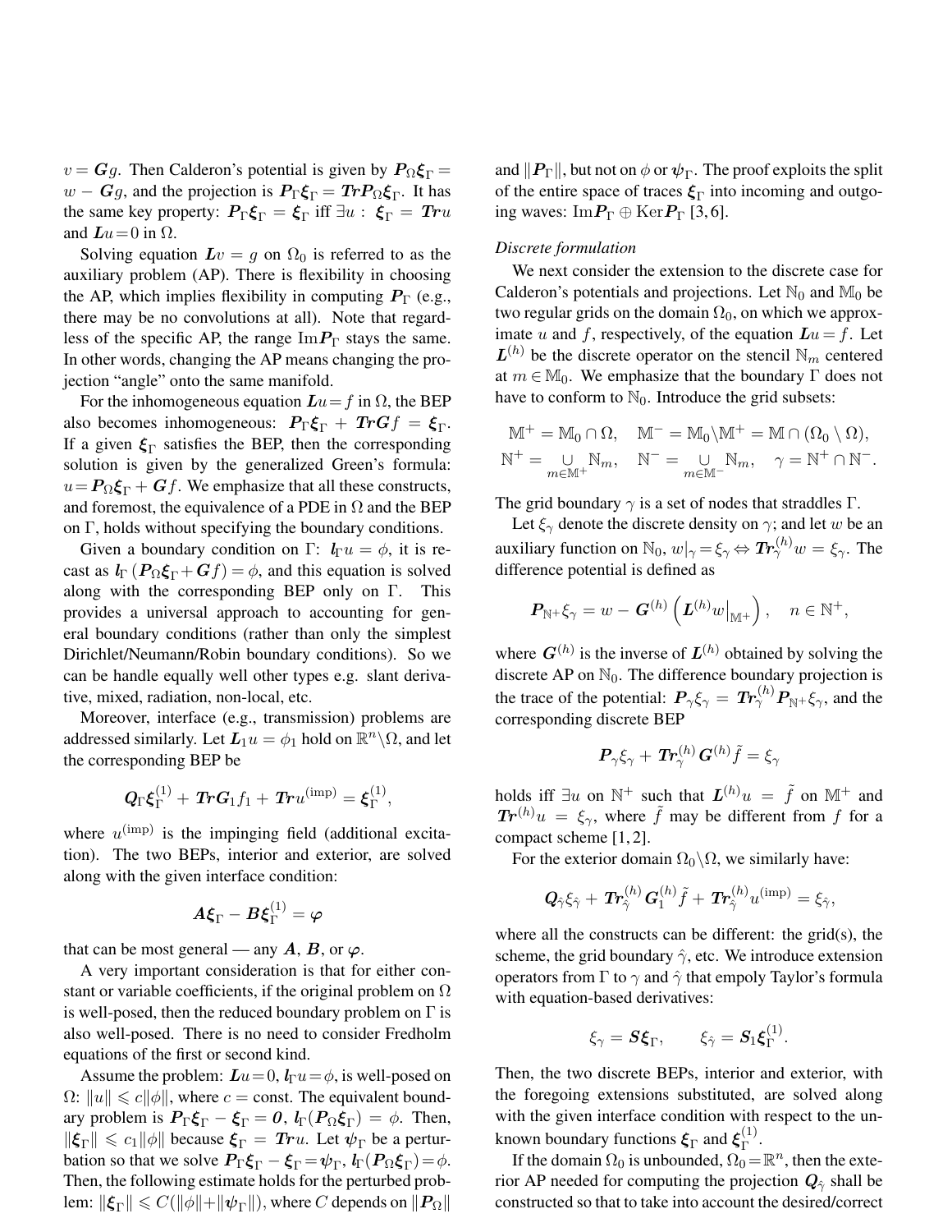$v = \boldsymbol{G}g$. Then Calderon's potential is given by $\boldsymbol{P}_\Omega \boldsymbol{\xi}_\Gamma = w - \boldsymbol{G}g$, and the projection is $\boldsymbol{P}_\Gamma \boldsymbol{\xi}_\Gamma = \boldsymbol{Tr}\boldsymbol{P}_\Omega \boldsymbol{\xi}_\Gamma$. It has the same key property: $\boldsymbol{P}_\Gamma \boldsymbol{\xi}_\Gamma = \boldsymbol{\xi}_\Gamma$ iff $\exists u: \ \boldsymbol{\xi}_\Gamma = \boldsymbol{Tr}u$ and $\boldsymbol{L}u = 0$ in $\Omega$.

Solving equation $\boldsymbol{L}v = g$ on $\Omega_0$ is referred to as the auxiliary problem (AP). There is flexibility in choosing the AP, which implies flexibility in computing $\boldsymbol{P}_\Gamma$ (e.g., there may be no convolutions at all). Note that regardless of the specific AP, the range $\operatorname{Im}\boldsymbol{P}_\Gamma$ stays the same. In other words, changing the AP means changing the projection "angle" onto the same manifold.

For the inhomogeneous equation $\boldsymbol{L}u = f$ in $\Omega$, the BEP also becomes inhomogeneous: $\boldsymbol{P}_\Gamma \boldsymbol{\xi}_\Gamma + \boldsymbol{Tr}\boldsymbol{G}f = \boldsymbol{\xi}_\Gamma$. If a given $\boldsymbol{\xi}_\Gamma$ satisfies the BEP, then the corresponding solution is given by the generalized Green's formula: $u = \boldsymbol{P}_\Omega \boldsymbol{\xi}_\Gamma + \boldsymbol{G}f$. We emphasize that all these constructs, and foremost, the equivalence of a PDE in $\Omega$ and the BEP on $\Gamma$, holds without specifying the boundary conditions.

Given a boundary condition on $\Gamma$: $\boldsymbol{l}_\Gamma u = \phi$, it is recast as $\boldsymbol{l}_\Gamma (\boldsymbol{P}_\Omega \boldsymbol{\xi}_\Gamma + \boldsymbol{G}f) = \phi$, and this equation is solved along with the corresponding BEP only on $\Gamma$. This provides a universal approach to accounting for general boundary conditions (rather than only the simplest Dirichlet/Neumann/Robin boundary conditions). So we can be handle equally well other types e.g. slant derivative, mixed, radiation, non-local, etc.

Moreover, interface (e.g., transmission) problems are addressed similarly. Let $\boldsymbol{L}_1 u = \phi_1$ hold on $\mathbb{R}^n \backslash \Omega$, and let the corresponding BEP be

$$\boldsymbol{Q}_\Gamma \boldsymbol{\xi}_\Gamma^{(1)} + \boldsymbol{Tr}\boldsymbol{G}_1 f_1 + \boldsymbol{Tr}u^{(\mathrm{imp})} = \boldsymbol{\xi}_\Gamma^{(1)},$$

where $u^{(\mathrm{imp})}$ is the impinging field (additional excitation). The two BEPs, interior and exterior, are solved along with the given interface condition:

$$\boldsymbol{A}\boldsymbol{\xi}_\Gamma - \boldsymbol{B}\boldsymbol{\xi}_\Gamma^{(1)} = \boldsymbol{\varphi}$$

that can be most general — any $\boldsymbol{A}$, $\boldsymbol{B}$, or $\boldsymbol{\varphi}$.

A very important consideration is that for either constant or variable coefficients, if the original problem on $\Omega$ is well-posed, then the reduced boundary problem on $\Gamma$ is also well-posed. There is no need to consider Fredholm equations of the first or second kind.

Assume the problem: $\boldsymbol{L}u = 0$, $\boldsymbol{l}_\Gamma u = \phi$, is well-posed on $\Omega$: $\|u\| \leqslant c\|\phi\|$, where $c = \text{const}$. The equivalent boundary problem is $\boldsymbol{P}_\Gamma \boldsymbol{\xi}_\Gamma - \boldsymbol{\xi}_\Gamma = \boldsymbol{0}$, $\boldsymbol{l}_\Gamma(\boldsymbol{P}_\Omega \boldsymbol{\xi}_\Gamma) = \phi$. Then, $\|\boldsymbol{\xi}_\Gamma\| \leqslant c_1\|\phi\|$ because $\boldsymbol{\xi}_\Gamma = \boldsymbol{Tr}u$. Let $\boldsymbol{\psi}_\Gamma$ be a perturbation so that we solve $\boldsymbol{P}_\Gamma \boldsymbol{\xi}_\Gamma - \boldsymbol{\xi}_\Gamma = \boldsymbol{\psi}_\Gamma$, $\boldsymbol{l}_\Gamma(\boldsymbol{P}_\Omega \boldsymbol{\xi}_\Gamma) = \phi$. Then, the following estimate holds for the perturbed problem: $\|\boldsymbol{\xi}_\Gamma\| \leqslant C(\|\phi\| + \|\boldsymbol{\psi}_\Gamma\|)$, where $C$ depends on $\|\boldsymbol{P}_\Omega\|$ and $\|\boldsymbol{P}_\Gamma\|$, but not on $\phi$ or $\boldsymbol{\psi}_\Gamma$. The proof exploits the split of the entire space of traces $\boldsymbol{\xi}_\Gamma$ into incoming and outgoing waves: $\operatorname{Im}\boldsymbol{P}_\Gamma \oplus \operatorname{Ker}\boldsymbol{P}_\Gamma$ [3, 6].

*Discrete formulation*

We next consider the extension to the discrete case for Calderon's potentials and projections. Let $\mathbb{N}_0$ and $\mathbb{M}_0$ be two regular grids on the domain $\Omega_0$, on which we approximate $u$ and $f$, respectively, of the equation $\boldsymbol{L}u = f$. Let $\boldsymbol{L}^{(h)}$ be the discrete operator on the stencil $\mathbb{N}_m$ centered at $m \in \mathbb{M}_0$. We emphasize that the boundary $\Gamma$ does not have to conform to $\mathbb{N}_0$. Introduce the grid subsets:

$$\mathbb{M}^+ = \mathbb{M}_0 \cap \Omega, \quad \mathbb{M}^- = \mathbb{M}_0 \backslash \mathbb{M}^+ = \mathbb{M} \cap (\Omega_0 \setminus \Omega),$$
$$\mathbb{N}^+ = \bigcup_{m\in\mathbb{M}^+} \mathbb{N}_m, \quad \mathbb{N}^- = \bigcup_{m\in\mathbb{M}^-} \mathbb{N}_m, \quad \gamma = \mathbb{N}^+ \cap \mathbb{N}^-.$$

The grid boundary $\gamma$ is a set of nodes that straddles $\Gamma$.

Let $\xi_\gamma$ denote the discrete density on $\gamma$; and let $w$ be an auxiliary function on $\mathbb{N}_0$, $w|_\gamma = \xi_\gamma \Leftrightarrow \boldsymbol{Tr}_\gamma^{(h)} w = \xi_\gamma$. The difference potential is defined as

$$\boldsymbol{P}_{\mathbb{N}^+}\xi_\gamma = w - \boldsymbol{G}^{(h)}\left(\boldsymbol{L}^{(h)} w\big|_{\mathbb{M}^+}\right), \quad n \in \mathbb{N}^+,$$

where $\boldsymbol{G}^{(h)}$ is the inverse of $\boldsymbol{L}^{(h)}$ obtained by solving the discrete AP on $\mathbb{N}_0$. The difference boundary projection is the trace of the potential: $\boldsymbol{P}_\gamma \xi_\gamma = \boldsymbol{Tr}_\gamma^{(h)} \boldsymbol{P}_{\mathbb{N}^+}\xi_\gamma$, and the corresponding discrete BEP

$$\boldsymbol{P}_\gamma \xi_\gamma + \boldsymbol{Tr}_\gamma^{(h)} \boldsymbol{G}^{(h)} \tilde{f} = \xi_\gamma$$

holds iff $\exists u$ on $\mathbb{N}^+$ such that $\boldsymbol{L}^{(h)} u = \tilde{f}$ on $\mathbb{M}^+$ and $\boldsymbol{Tr}^{(h)} u = \xi_\gamma$, where $\tilde{f}$ may be different from $f$ for a compact scheme [1, 2].

For the exterior domain $\Omega_0 \backslash \Omega$, we similarly have:

$$\boldsymbol{Q}_{\hat{\gamma}} \xi_{\hat{\gamma}} + \boldsymbol{Tr}_{\hat{\gamma}}^{(h)} \boldsymbol{G}_1^{(h)} \tilde{f} + \boldsymbol{Tr}_{\hat{\gamma}}^{(h)} u^{(\mathrm{imp})} = \xi_{\hat{\gamma}},$$

where all the constructs can be different: the grid(s), the scheme, the grid boundary $\hat{\gamma}$, etc. We introduce extension operators from $\Gamma$ to $\gamma$ and $\hat{\gamma}$ that empoly Taylor's formula with equation-based derivatives:

$$\xi_\gamma = \boldsymbol{S}\boldsymbol{\xi}_\Gamma, \qquad \xi_{\hat{\gamma}} = \boldsymbol{S}_1 \boldsymbol{\xi}_\Gamma^{(1)}.$$

Then, the two discrete BEPs, interior and exterior, with the foregoing extensions substituted, are solved along with the given interface condition with respect to the unknown boundary functions $\boldsymbol{\xi}_\Gamma$ and $\boldsymbol{\xi}_\Gamma^{(1)}$.

If the domain $\Omega_0$ is unbounded, $\Omega_0 = \mathbb{R}^n$, then the exterior AP needed for computing the projection $\boldsymbol{Q}_{\hat{\gamma}}$ shall be constructed so that to take into account the desired/correct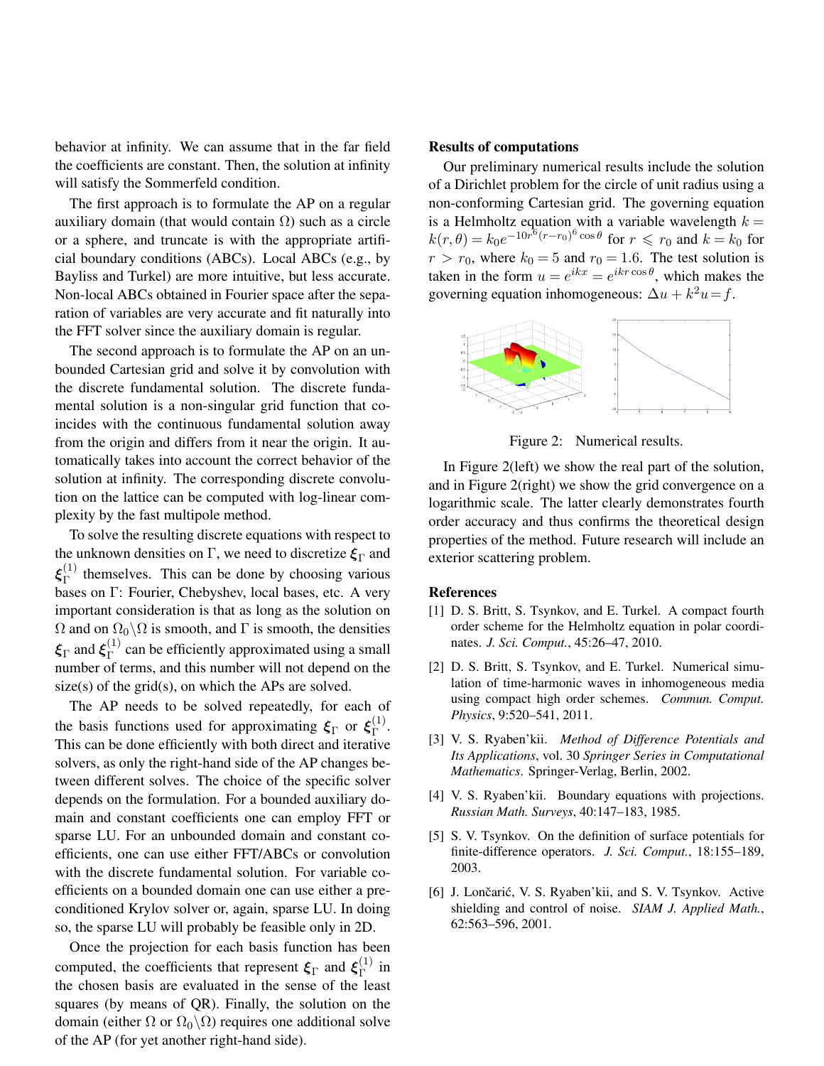behavior at infinity. We can assume that in the far field the coefficients are constant. Then, the solution at infinity will satisfy the Sommerfeld condition.

The first approach is to formulate the AP on a regular auxiliary domain (that would contain $\Omega$) such as a circle or a sphere, and truncate is with the appropriate artificial boundary conditions (ABCs). Local ABCs (e.g., by Bayliss and Turkel) are more intuitive, but less accurate. Non-local ABCs obtained in Fourier space after the separation of variables are very accurate and fit naturally into the FFT solver since the auxiliary domain is regular.

The second approach is to formulate the AP on an unbounded Cartesian grid and solve it by convolution with the discrete fundamental solution. The discrete fundamental solution is a non-singular grid function that coincides with the continuous fundamental solution away from the origin and differs from it near the origin. It automatically takes into account the correct behavior of the solution at infinity. The corresponding discrete convolution on the lattice can be computed with log-linear complexity by the fast multipole method.

To solve the resulting discrete equations with respect to the unknown densities on $\Gamma$, we need to discretize $\boldsymbol{\xi}_\Gamma$ and $\boldsymbol{\xi}_\Gamma^{(1)}$ themselves. This can be done by choosing various bases on $\Gamma$: Fourier, Chebyshev, local bases, etc. A very important consideration is that as long as the solution on $\Omega$ and on $\Omega_0\backslash\Omega$ is smooth, and $\Gamma$ is smooth, the densities $\boldsymbol{\xi}_\Gamma$ and $\boldsymbol{\xi}_\Gamma^{(1)}$ can be efficiently approximated using a small number of terms, and this number will not depend on the size(s) of the grid(s), on which the APs are solved.

The AP needs to be solved repeatedly, for each of the basis functions used for approximating $\boldsymbol{\xi}_\Gamma$ or $\boldsymbol{\xi}_\Gamma^{(1)}$. This can be done efficiently with both direct and iterative solvers, as only the right-hand side of the AP changes between different solves. The choice of the specific solver depends on the formulation. For a bounded auxiliary domain and constant coefficients one can employ FFT or sparse LU. For an unbounded domain and constant coefficients, one can use either FFT/ABCs or convolution with the discrete fundamental solution. For variable coefficients on a bounded domain one can use either a preconditioned Krylov solver or, again, sparse LU. In doing so, the sparse LU will probably be feasible only in 2D.

Once the projection for each basis function has been computed, the coefficients that represent $\boldsymbol{\xi}_\Gamma$ and $\boldsymbol{\xi}_\Gamma^{(1)}$ in the chosen basis are evaluated in the sense of the least squares (by means of QR). Finally, the solution on the domain (either $\Omega$ or $\Omega_0\backslash\Omega$) requires one additional solve of the AP (for yet another right-hand side).

## Results of computations

Our preliminary numerical results include the solution of a Dirichlet problem for the circle of unit radius using a non-conforming Cartesian grid. The governing equation is a Helmholtz equation with a variable wavelength $k = k(r,\theta) = k_0 e^{-10r^6(r-r_0)^6\cos\theta}$ for $r \leqslant r_0$ and $k = k_0$ for $r > r_0$, where $k_0 = 5$ and $r_0 = 1.6$. The test solution is taken in the form $u = e^{ikx} = e^{ikr\cos\theta}$, which makes the governing equation inhomogeneous: $\Delta u + k^2 u = f$.

Figure 2: Numerical results.

In Figure 2(left) we show the real part of the solution, and in Figure 2(right) we show the grid convergence on a logarithmic scale. The latter clearly demonstrates fourth order accuracy and thus confirms the theoretical design properties of the method. Future research will include an exterior scattering problem.

## References

[1] D. S. Britt, S. Tsynkov, and E. Turkel. A compact fourth order scheme for the Helmholtz equation in polar coordinates. *J. Sci. Comput.*, 45:26–47, 2010.

[2] D. S. Britt, S. Tsynkov, and E. Turkel. Numerical simulation of time-harmonic waves in inhomogeneous media using compact high order schemes. *Commun. Comput. Physics*, 9:520–541, 2011.

[3] V. S. Ryaben'kii. *Method of Difference Potentials and Its Applications*, vol. 30 *Springer Series in Computational Mathematics*. Springer-Verlag, Berlin, 2002.

[4] V. S. Ryaben'kii. Boundary equations with projections. *Russian Math. Surveys*, 40:147–183, 1985.

[5] S. V. Tsynkov. On the definition of surface potentials for finite-difference operators. *J. Sci. Comput.*, 18:155–189, 2003.

[6] J. Lončarić, V. S. Ryaben'kii, and S. V. Tsynkov. Active shielding and control of noise. *SIAM J. Applied Math.*, 62:563–596, 2001.